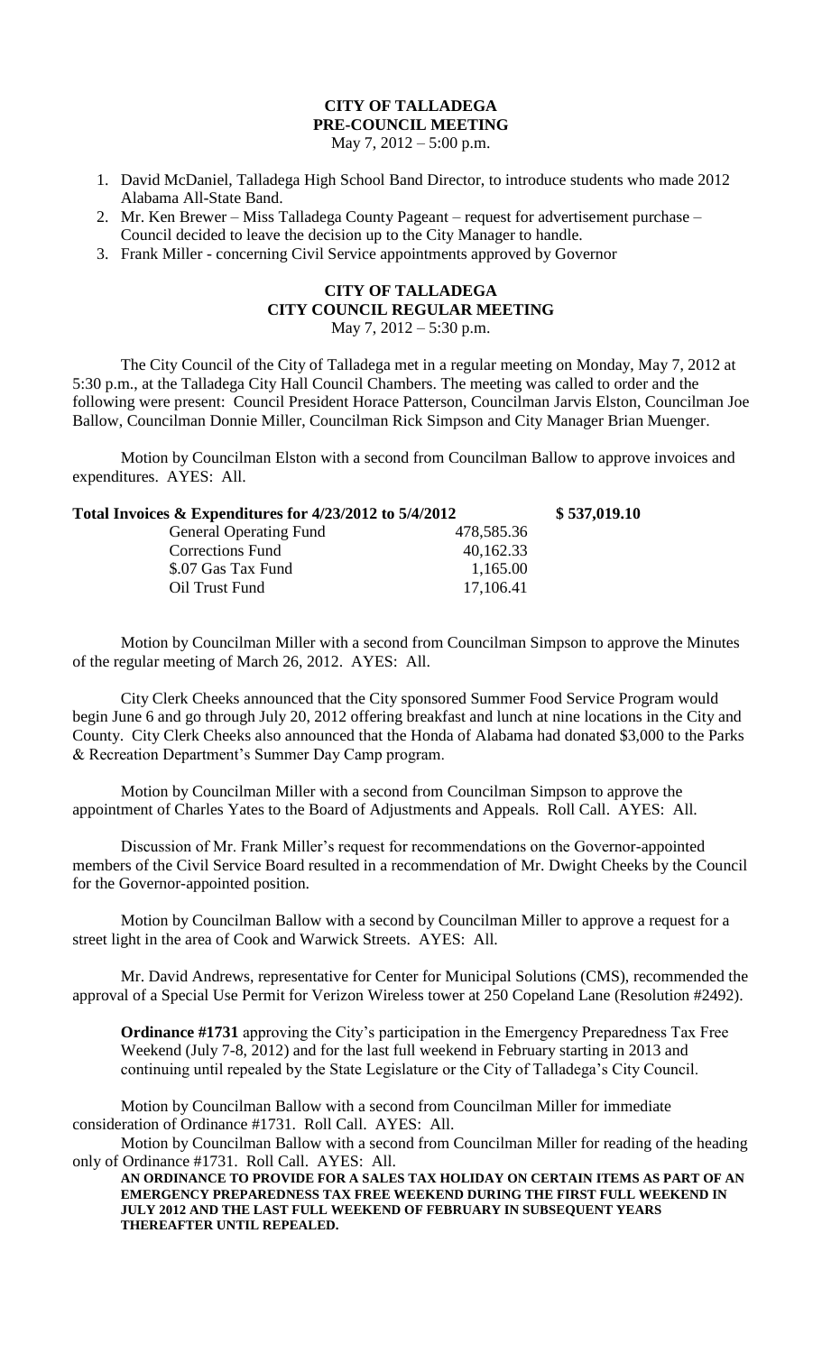# CITY OF TALLADEGA
## PRE-COUNCIL MEETING
May 7, 2012 – 5:00 p.m.

1. David McDaniel, Talladega High School Band Director, to introduce students who made 2012 Alabama All-State Band.
2. Mr. Ken Brewer – Miss Talladega County Pageant – request for advertisement purchase – Council decided to leave the decision up to the City Manager to handle.
3. Frank Miller - concerning Civil Service appointments approved by Governor

# CITY OF TALLADEGA
## CITY COUNCIL REGULAR MEETING
May 7, 2012 – 5:30 p.m.

The City Council of the City of Talladega met in a regular meeting on Monday, May 7, 2012 at 5:30 p.m., at the Talladega City Hall Council Chambers. The meeting was called to order and the following were present: Council President Horace Patterson, Councilman Jarvis Elston, Councilman Joe Ballow, Councilman Donnie Miller, Councilman Rick Simpson and City Manager Brian Muenger.

Motion by Councilman Elston with a second from Councilman Ballow to approve invoices and expenditures. AYES: All.

| **Total Invoices & Expenditures for 4/23/2012 to 5/4/2012** | | **$ 537,019.10** |
|---|---|---|
| General Operating Fund | 478,585.36 | |
| Corrections Fund | 40,162.33 | |
| $.07 Gas Tax Fund | 1,165.00 | |
| Oil Trust Fund | 17,106.41 | |

Motion by Councilman Miller with a second from Councilman Simpson to approve the Minutes of the regular meeting of March 26, 2012. AYES: All.

City Clerk Cheeks announced that the City sponsored Summer Food Service Program would begin June 6 and go through July 20, 2012 offering breakfast and lunch at nine locations in the City and County. City Clerk Cheeks also announced that the Honda of Alabama had donated $3,000 to the Parks & Recreation Department's Summer Day Camp program.

Motion by Councilman Miller with a second from Councilman Simpson to approve the appointment of Charles Yates to the Board of Adjustments and Appeals. Roll Call. AYES: All.

Discussion of Mr. Frank Miller's request for recommendations on the Governor-appointed members of the Civil Service Board resulted in a recommendation of Mr. Dwight Cheeks by the Council for the Governor-appointed position.

Motion by Councilman Ballow with a second by Councilman Miller to approve a request for a street light in the area of Cook and Warwick Streets. AYES: All.

Mr. David Andrews, representative for Center for Municipal Solutions (CMS), recommended the approval of a Special Use Permit for Verizon Wireless tower at 250 Copeland Lane (Resolution #2492).

**Ordinance #1731** approving the City's participation in the Emergency Preparedness Tax Free Weekend (July 7-8, 2012) and for the last full weekend in February starting in 2013 and continuing until repealed by the State Legislature or the City of Talladega's City Council.

Motion by Councilman Ballow with a second from Councilman Miller for immediate consideration of Ordinance #1731. Roll Call. AYES: All.

Motion by Councilman Ballow with a second from Councilman Miller for reading of the heading only of Ordinance #1731. Roll Call. AYES: All.

**AN ORDINANCE TO PROVIDE FOR A SALES TAX HOLIDAY ON CERTAIN ITEMS AS PART OF AN EMERGENCY PREPAREDNESS TAX FREE WEEKEND DURING THE FIRST FULL WEEKEND IN JULY 2012 AND THE LAST FULL WEEKEND OF FEBRUARY IN SUBSEQUENT YEARS THEREAFTER UNTIL REPEALED.**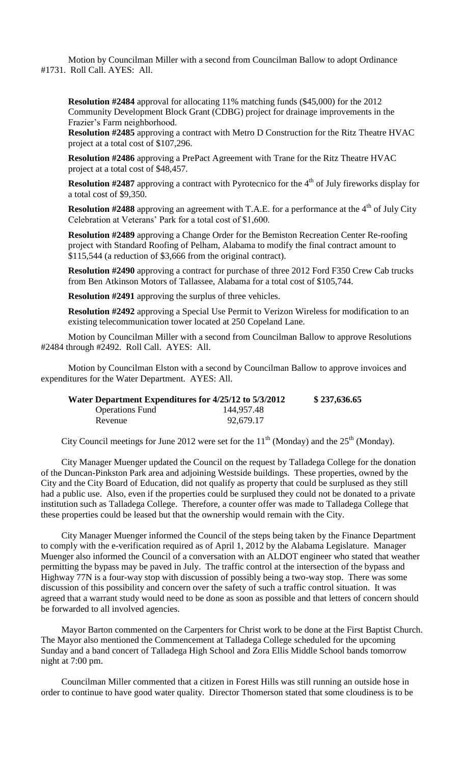Motion by Councilman Miller with a second from Councilman Ballow to adopt Ordinance #1731. Roll Call. AYES: All.

**Resolution #2484** approval for allocating 11% matching funds ($45,000) for the 2012 Community Development Block Grant (CDBG) project for drainage improvements in the Frazier's Farm neighborhood.

**Resolution #2485** approving a contract with Metro D Construction for the Ritz Theatre HVAC project at a total cost of $107,296.

**Resolution #2486** approving a PrePact Agreement with Trane for the Ritz Theatre HVAC project at a total cost of $48,457.

**Resolution #2487** approving a contract with Pyrotecnico for the 4th of July fireworks display for a total cost of $9,350.

**Resolution #2488** approving an agreement with T.A.E. for a performance at the 4th of July City Celebration at Veterans' Park for a total cost of $1,600.

**Resolution #2489** approving a Change Order for the Bemiston Recreation Center Re-roofing project with Standard Roofing of Pelham, Alabama to modify the final contract amount to $115,544 (a reduction of $3,666 from the original contract).

**Resolution #2490** approving a contract for purchase of three 2012 Ford F350 Crew Cab trucks from Ben Atkinson Motors of Tallassee, Alabama for a total cost of $105,744.

**Resolution #2491** approving the surplus of three vehicles.

**Resolution #2492** approving a Special Use Permit to Verizon Wireless for modification to an existing telecommunication tower located at 250 Copeland Lane.

Motion by Councilman Miller with a second from Councilman Ballow to approve Resolutions #2484 through #2492. Roll Call. AYES: All.

Motion by Councilman Elston with a second by Councilman Ballow to approve invoices and expenditures for the Water Department. AYES: All.

| **Water Department Expenditures for 4/25/12 to 5/3/2012** | | **$ 237,636.65** |
|---|---|---|
| Operations Fund | 144,957.48 | |
| Revenue | 92,679.17 | |

City Council meetings for June 2012 were set for the 11th (Monday) and the 25th (Monday).

City Manager Muenger updated the Council on the request by Talladega College for the donation of the Duncan-Pinkston Park area and adjoining Westside buildings. These properties, owned by the City and the City Board of Education, did not qualify as property that could be surplused as they still had a public use. Also, even if the properties could be surplused they could not be donated to a private institution such as Talladega College. Therefore, a counter offer was made to Talladega College that these properties could be leased but that the ownership would remain with the City.

City Manager Muenger informed the Council of the steps being taken by the Finance Department to comply with the e-verification required as of April 1, 2012 by the Alabama Legislature. Manager Muenger also informed the Council of a conversation with an ALDOT engineer who stated that weather permitting the bypass may be paved in July. The traffic control at the intersection of the bypass and Highway 77N is a four-way stop with discussion of possibly being a two-way stop. There was some discussion of this possibility and concern over the safety of such a traffic control situation. It was agreed that a warrant study would need to be done as soon as possible and that letters of concern should be forwarded to all involved agencies.

Mayor Barton commented on the Carpenters for Christ work to be done at the First Baptist Church. The Mayor also mentioned the Commencement at Talladega College scheduled for the upcoming Sunday and a band concert of Talladega High School and Zora Ellis Middle School bands tomorrow night at 7:00 pm.

Councilman Miller commented that a citizen in Forest Hills was still running an outside hose in order to continue to have good water quality. Director Thomerson stated that some cloudiness is to be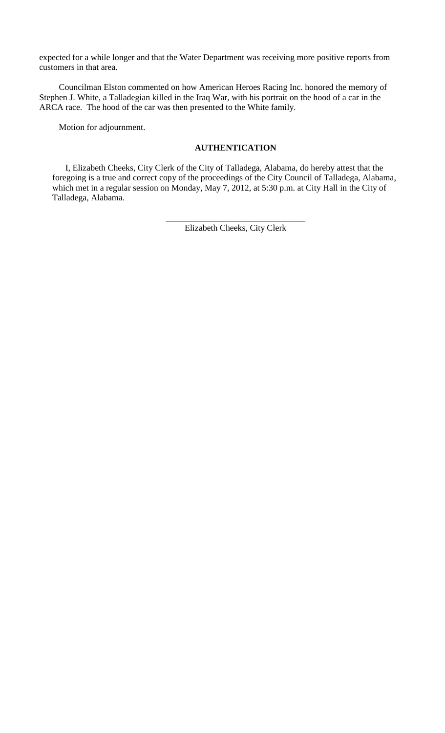expected for a while longer and that the Water Department was receiving more positive reports from customers in that area.

Councilman Elston commented on how American Heroes Racing Inc. honored the memory of Stephen J. White, a Talladegian killed in the Iraq War, with his portrait on the hood of a car in the ARCA race. The hood of the car was then presented to the White family.

Motion for adjournment.

**AUTHENTICATION**

I, Elizabeth Cheeks, City Clerk of the City of Talladega, Alabama, do hereby attest that the foregoing is a true and correct copy of the proceedings of the City Council of Talladega, Alabama, which met in a regular session on Monday, May 7, 2012, at 5:30 p.m. at City Hall in the City of Talladega, Alabama.

\_\_\_\_\_\_\_\_\_\_\_\_\_\_\_\_\_\_\_\_\_\_\_\_\_\_\_\_\_\_\_\_

Elizabeth Cheeks, City Clerk